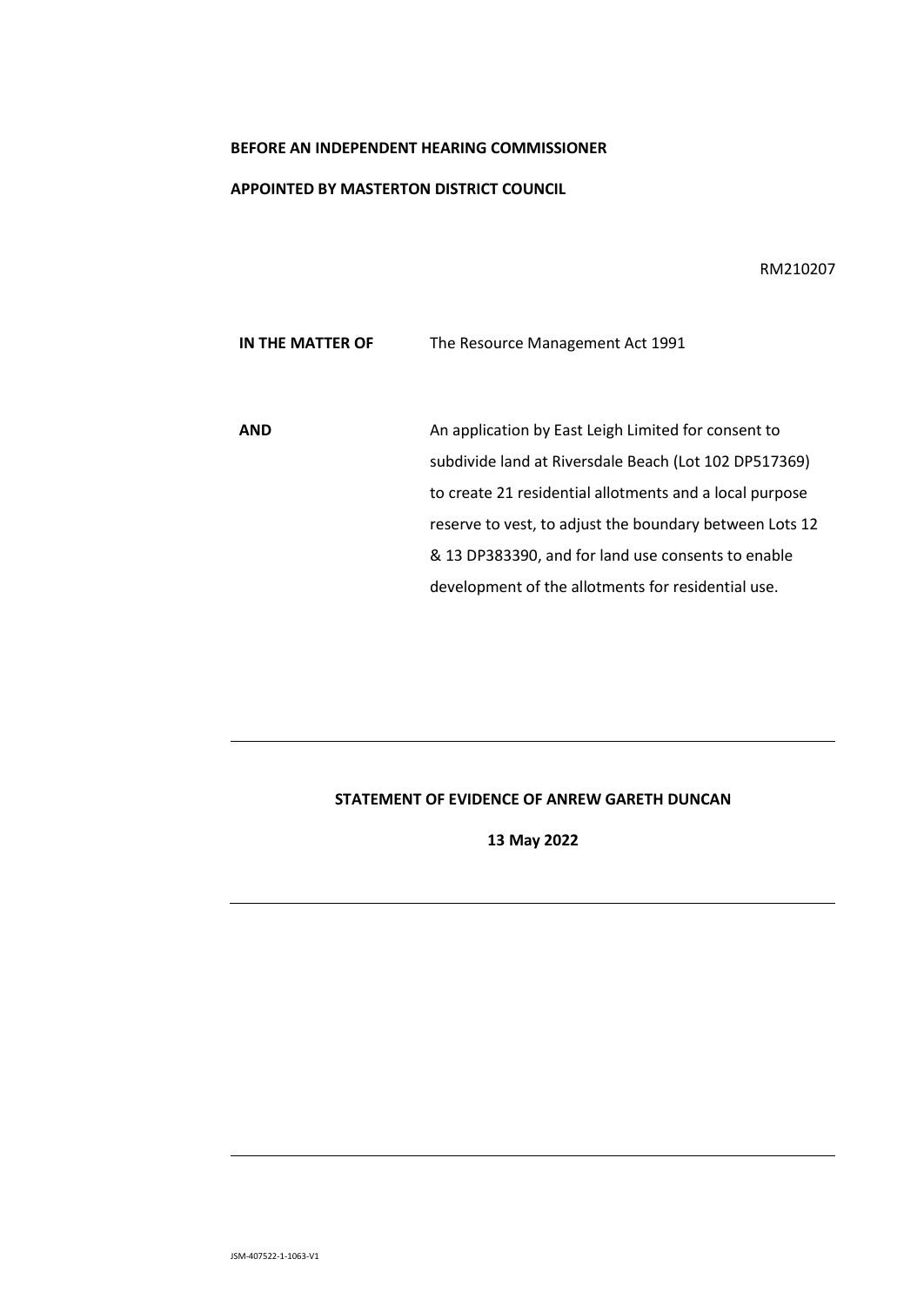**BEFORE AN INDEPENDENT HEARING COMMISSIONER**

**APPOINTED BY MASTERTON DISTRICT COUNCIL**

RM210207

| | |
|---|---|
| **IN THE MATTER OF** | The Resource Management Act 1991 |
| **AND** | An application by East Leigh Limited for consent to subdivide land at Riversdale Beach (Lot 102 DP517369) to create 21 residential allotments and a local purpose reserve to vest, to adjust the boundary between Lots 12 & 13 DP383390, and for land use consents to enable development of the allotments for residential use. |

---

**STATEMENT OF EVIDENCE OF ANREW GARETH DUNCAN**

**13 May 2022**

---

---

JSM-407522-1-1063-V1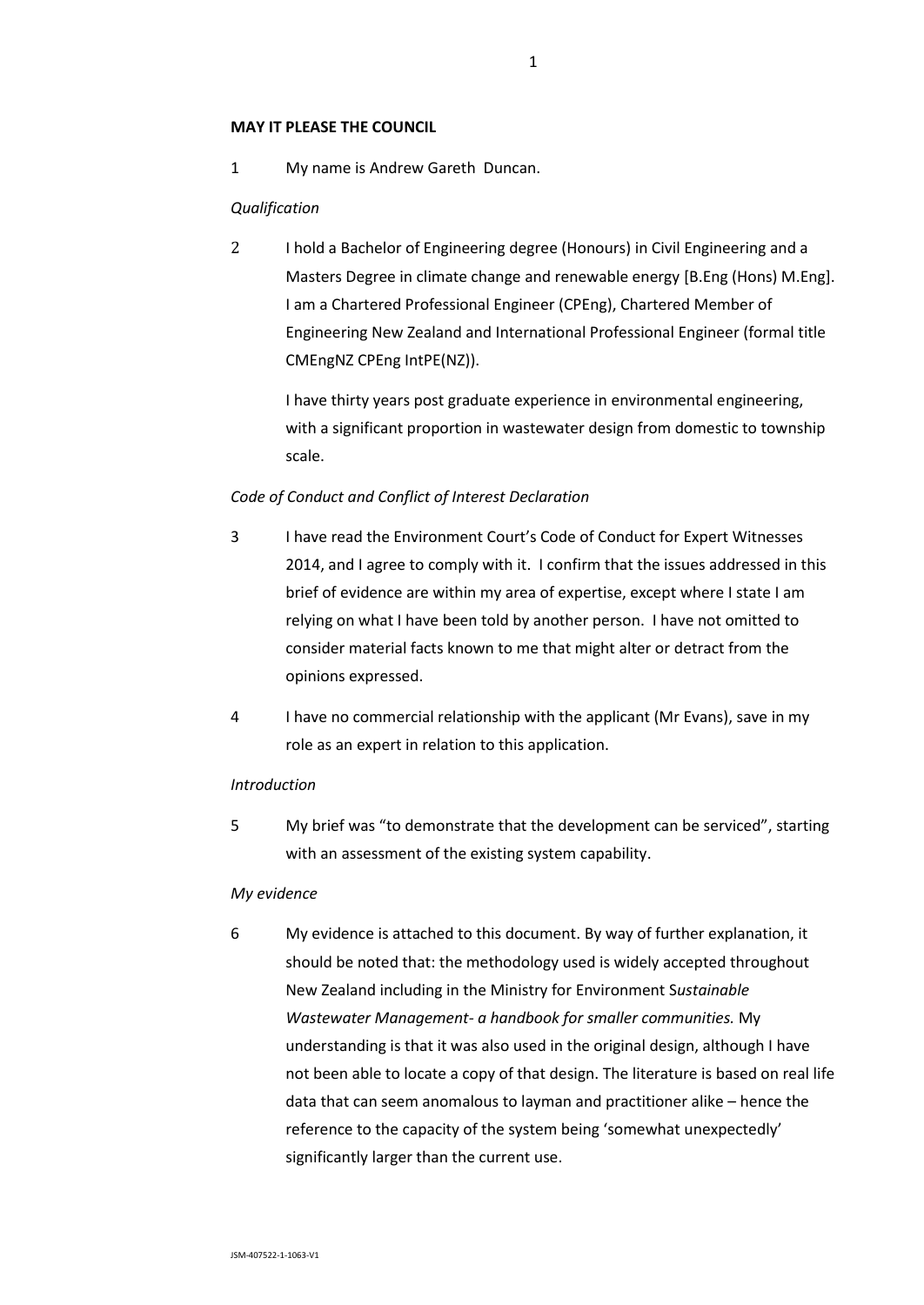**MAY IT PLEASE THE COUNCIL**

1 My name is Andrew Gareth Duncan.

*Qualification*

2 I hold a Bachelor of Engineering degree (Honours) in Civil Engineering and a Masters Degree in climate change and renewable energy [B.Eng (Hons) M.Eng]. I am a Chartered Professional Engineer (CPEng), Chartered Member of Engineering New Zealand and International Professional Engineer (formal title CMEngNZ CPEng IntPE(NZ)).

I have thirty years post graduate experience in environmental engineering, with a significant proportion in wastewater design from domestic to township scale.

*Code of Conduct and Conflict of Interest Declaration*

3 I have read the Environment Court's Code of Conduct for Expert Witnesses 2014, and I agree to comply with it. I confirm that the issues addressed in this brief of evidence are within my area of expertise, except where I state I am relying on what I have been told by another person. I have not omitted to consider material facts known to me that might alter or detract from the opinions expressed.

4 I have no commercial relationship with the applicant (Mr Evans), save in my role as an expert in relation to this application.

*Introduction*

5 My brief was "to demonstrate that the development can be serviced", starting with an assessment of the existing system capability.

*My evidence*

6 My evidence is attached to this document. By way of further explanation, it should be noted that: the methodology used is widely accepted throughout New Zealand including in the Ministry for Environment S*ustainable Wastewater Management- a handbook for smaller communities.* My understanding is that it was also used in the original design, although I have not been able to locate a copy of that design. The literature is based on real life data that can seem anomalous to layman and practitioner alike – hence the reference to the capacity of the system being 'somewhat unexpectedly' significantly larger than the current use.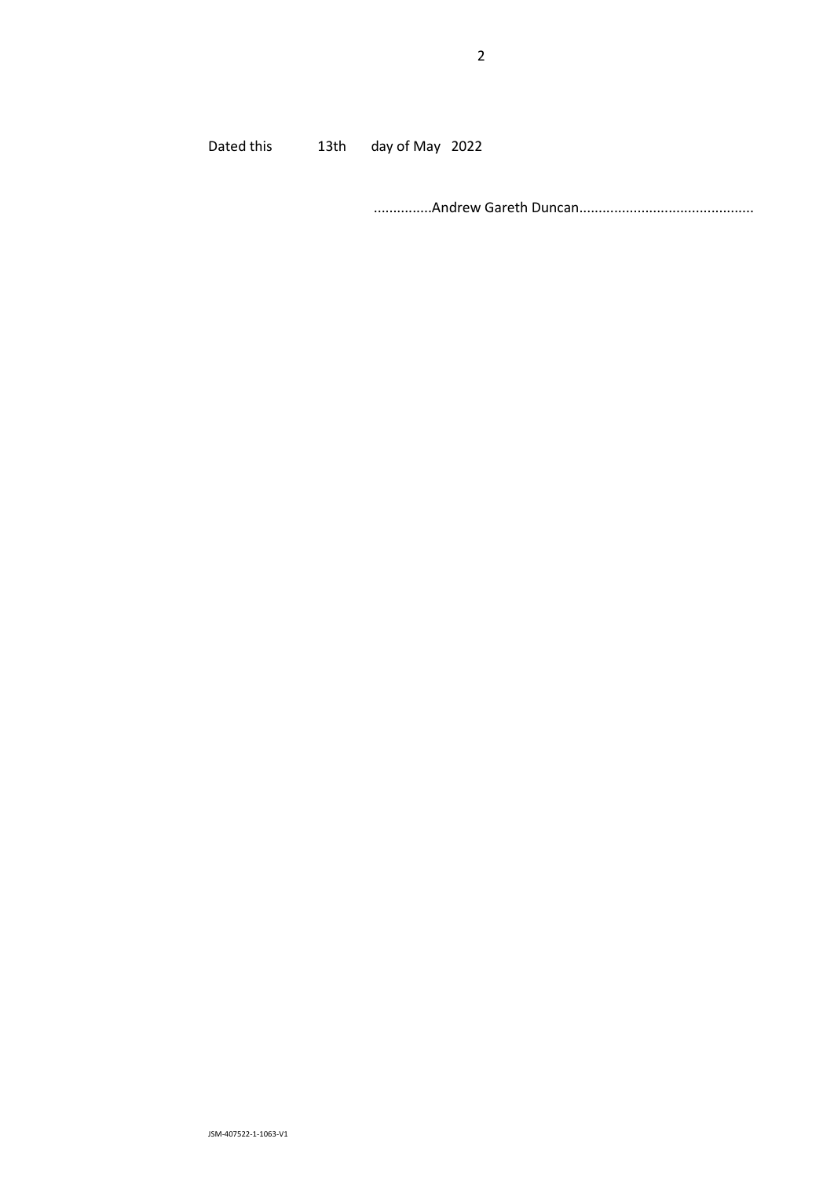Dated this 13th day of May 2022

...............Andrew Gareth Duncan............................................

JSM-407522-1-1063-V1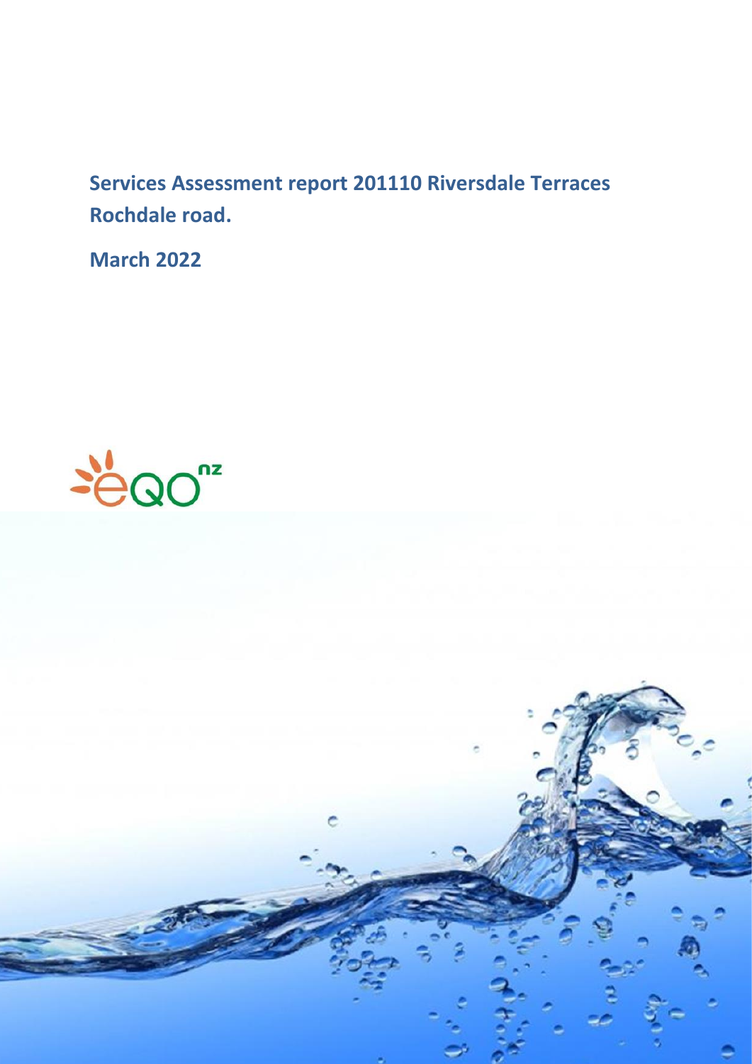**Services Assessment report 201110 Riversdale Terraces Rochdale road.**

**March 2022**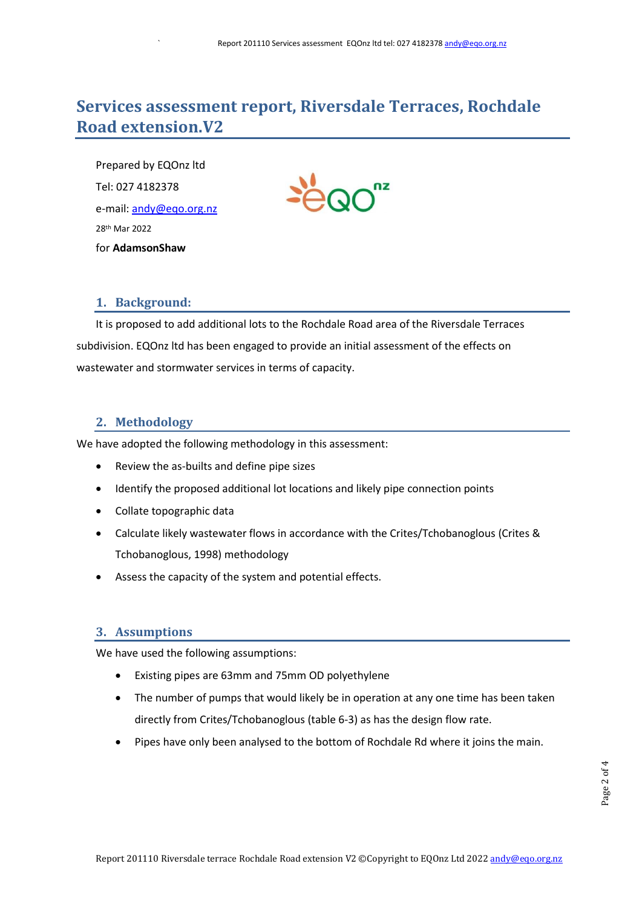# Services assessment report, Riversdale Terraces, Rochdale Road extension.V2

Prepared by EQOnz ltd

Tel: 027 4182378

e-mail: andy@eqo.org.nz

28th Mar 2022

for **AdamsonShaw**

## 1. Background:

It is proposed to add additional lots to the Rochdale Road area of the Riversdale Terraces subdivision. EQOnz ltd has been engaged to provide an initial assessment of the effects on wastewater and stormwater services in terms of capacity.

## 2. Methodology

We have adopted the following methodology in this assessment:

- Review the as-builts and define pipe sizes
- Identify the proposed additional lot locations and likely pipe connection points
- Collate topographic data
- Calculate likely wastewater flows in accordance with the Crites/Tchobanoglous (Crites & Tchobanoglous, 1998) methodology
- Assess the capacity of the system and potential effects.

## 3. Assumptions

We have used the following assumptions:

- Existing pipes are 63mm and 75mm OD polyethylene
- The number of pumps that would likely be in operation at any one time has been taken directly from Crites/Tchobanoglous (table 6-3) as has the design flow rate.
- Pipes have only been analysed to the bottom of Rochdale Rd where it joins the main.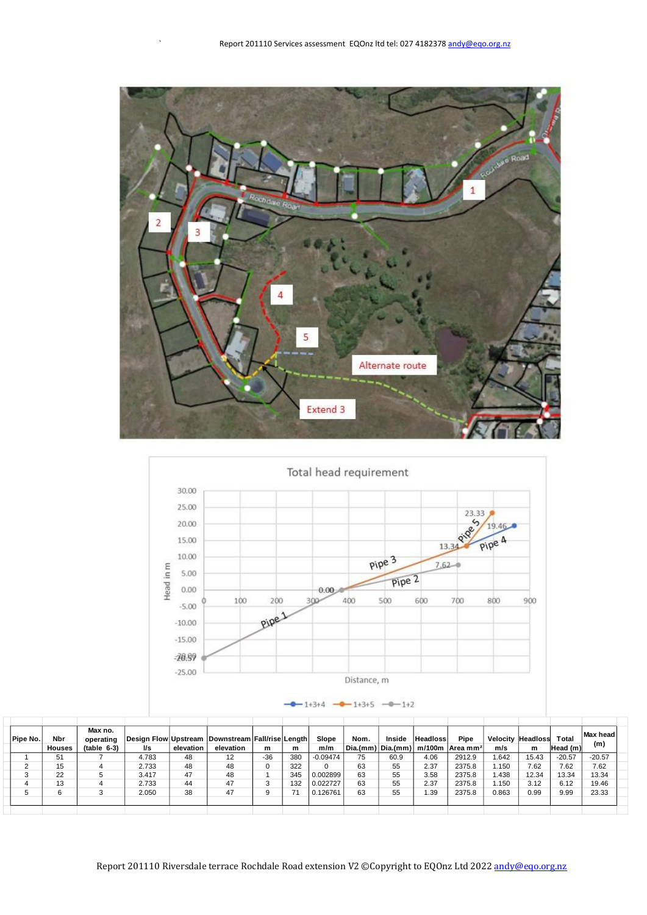Total head requirement

| Pipe No. | Nbr Houses | Max no. operating (table 6-3) | Design Flow l/s | Upstream elevation | Downstream elevation | Fall/rise m | Length m | Slope m/m | Nom. Dia.(mm) | Inside Dia.(mm) | Headloss m/100m | Pipe Area mm² | Velocity m/s | Headloss m | Total Head (m) | Max head (m) |
|---|---|---|---|---|---|---|---|---|---|---|---|---|---|---|---|---|
| 1 | 51 | 7 | 4.783 | 48 | 12 | -36 | 380 | -0.09474 | 75 | 60.9 | 4.06 | 2912.9 | 1.642 | 15.43 | -20.57 | -20.57 |
| 2 | 15 | 4 | 2.733 | 48 | 48 | 0 | 322 | 0 | 63 | 55 | 2.37 | 2375.8 | 1.150 | 7.62 | 7.62 | 7.62 |
| 3 | 22 | 5 | 3.417 | 47 | 48 | 1 | 345 | 0.002899 | 63 | 55 | 3.58 | 2375.8 | 1.438 | 12.34 | 13.34 | 13.34 |
| 4 | 13 | 4 | 2.733 | 44 | 47 | 3 | 132 | 0.022727 | 63 | 55 | 2.37 | 2375.8 | 1.150 | 3.12 | 6.12 | 19.46 |
| 5 | 6 | 3 | 2.050 | 38 | 47 | 9 | 71 | 0.126761 | 63 | 55 | 1.39 | 2375.8 | 0.863 | 0.99 | 9.99 | 23.33 |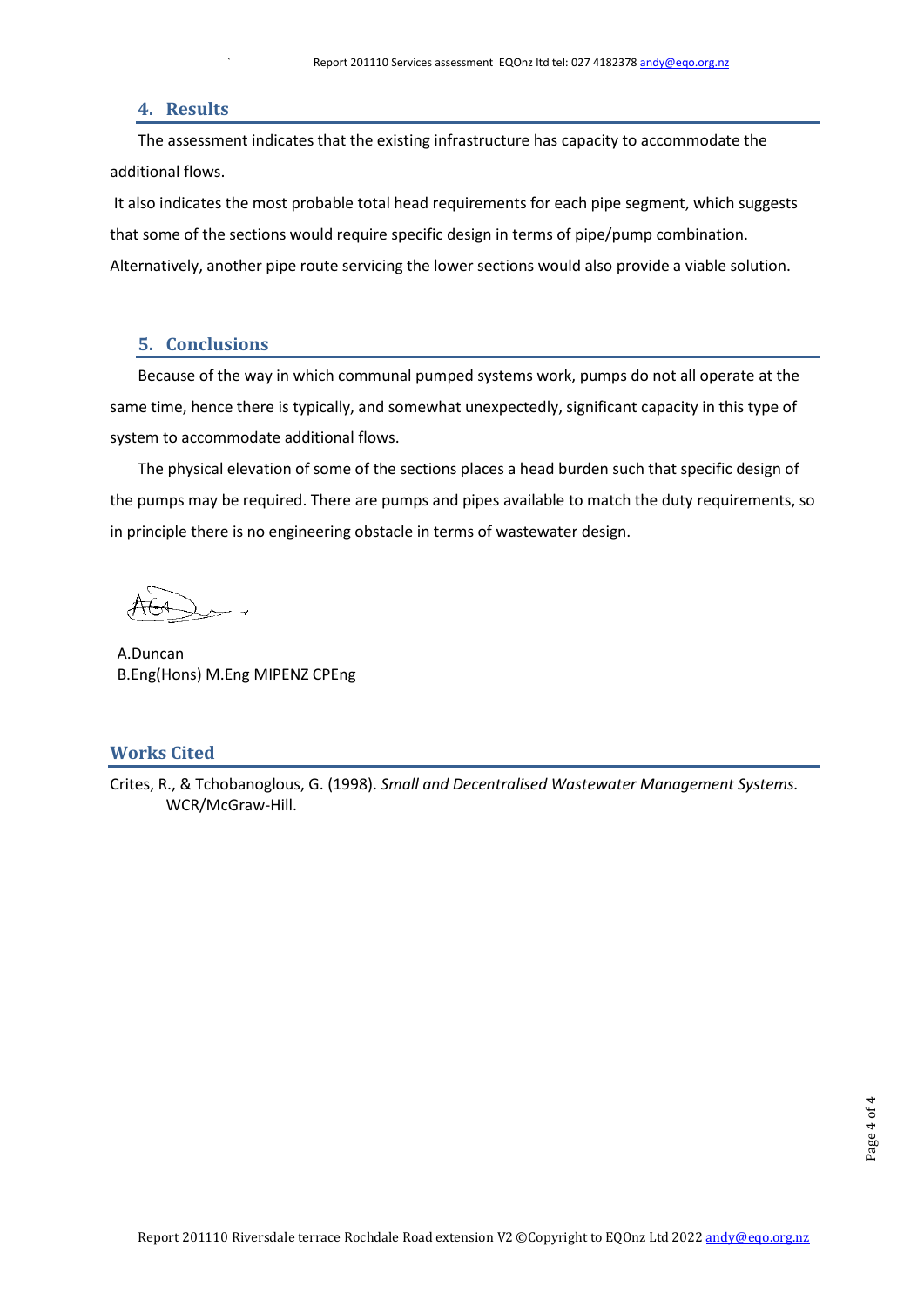## 4. Results

The assessment indicates that the existing infrastructure has capacity to accommodate the additional flows.

It also indicates the most probable total head requirements for each pipe segment, which suggests that some of the sections would require specific design in terms of pipe/pump combination. Alternatively, another pipe route servicing the lower sections would also provide a viable solution.

## 5. Conclusions

Because of the way in which communal pumped systems work, pumps do not all operate at the same time, hence there is typically, and somewhat unexpectedly, significant capacity in this type of system to accommodate additional flows.

The physical elevation of some of the sections places a head burden such that specific design of the pumps may be required. There are pumps and pipes available to match the duty requirements, so in principle there is no engineering obstacle in terms of wastewater design.

A.Duncan
B.Eng(Hons) M.Eng MIPENZ CPEng

## Works Cited

Crites, R., & Tchobanoglous, G. (1998). *Small and Decentralised Wastewater Management Systems.* WCR/McGraw-Hill.